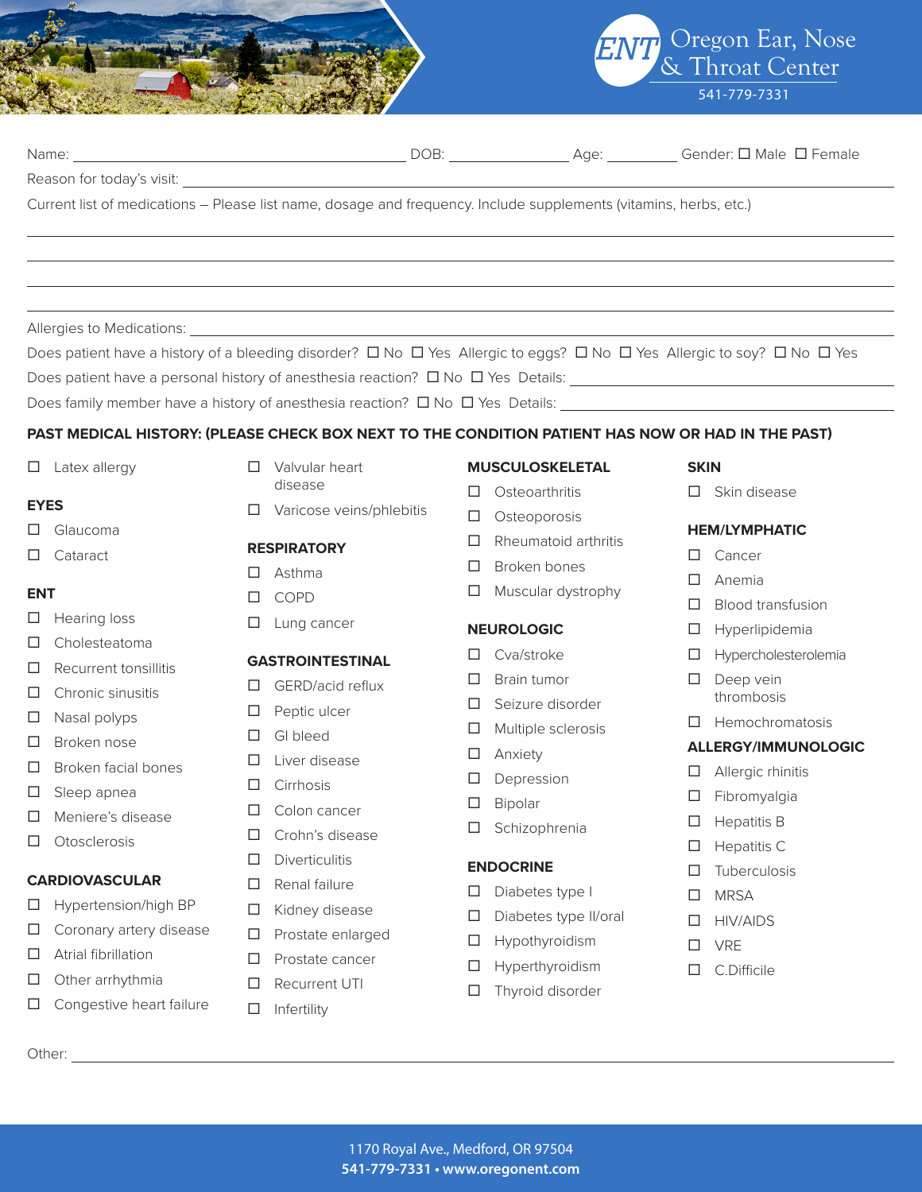# Oregon Ear, Nose & Throat Center

541-779-7331

Name: ______________________ DOB: ____________ Age: ________ Gender: ☐ Male ☐ Female

Reason for today's visit: ____________________________________________

Current list of medications – Please list name, dosage and frequency. Include supplements (vitamins, herbs, etc.)

____________________________________________

____________________________________________

____________________________________________

____________________________________________

Allergies to Medications: ____________________________________________

Does patient have a history of a bleeding disorder? ☐ No ☐ Yes Allergic to eggs? ☐ No ☐ Yes Allergic to soy? ☐ No ☐ Yes

Does patient have a personal history of anesthesia reaction? ☐ No ☐ Yes Details: ______________________

Does family member have a history of anesthesia reaction? ☐ No ☐ Yes Details: ______________________

**PAST MEDICAL HISTORY: (PLEASE CHECK BOX NEXT TO THE CONDITION PATIENT HAS NOW OR HAD IN THE PAST)**

- ☐ Latex allergy

**EYES**

- ☐ Glaucoma
- ☐ Cataract

**ENT**

- ☐ Hearing loss
- ☐ Cholesteatoma
- ☐ Recurrent tonsillitis
- ☐ Chronic sinusitis
- ☐ Nasal polyps
- ☐ Broken nose
- ☐ Broken facial bones
- ☐ Sleep apnea
- ☐ Meniere's disease
- ☐ Otosclerosis

**CARDIOVASCULAR**

- ☐ Hypertension/high BP
- ☐ Coronary artery disease
- ☐ Atrial fibrillation
- ☐ Other arrhythmia
- ☐ Congestive heart failure
- ☐ Valvular heart disease
- ☐ Varicose veins/phlebitis

**RESPIRATORY**

- ☐ Asthma
- ☐ COPD
- ☐ Lung cancer

**GASTROINTESTINAL**

- ☐ GERD/acid reflux
- ☐ Peptic ulcer
- ☐ GI bleed
- ☐ Liver disease
- ☐ Cirrhosis
- ☐ Colon cancer
- ☐ Crohn's disease
- ☐ Diverticulitis
- ☐ Renal failure
- ☐ Kidney disease
- ☐ Prostate enlarged
- ☐ Prostate cancer
- ☐ Recurrent UTI
- ☐ Infertility

**MUSCULOSKELETAL**

- ☐ Osteoarthritis
- ☐ Osteoporosis
- ☐ Rheumatoid arthritis
- ☐ Broken bones
- ☐ Muscular dystrophy

**NEUROLOGIC**

- ☐ Cva/stroke
- ☐ Brain tumor
- ☐ Seizure disorder
- ☐ Multiple sclerosis
- ☐ Anxiety
- ☐ Depression
- ☐ Bipolar
- ☐ Schizophrenia

**ENDOCRINE**

- ☐ Diabetes type I
- ☐ Diabetes type II/oral
- ☐ Hypothyroidism
- ☐ Hyperthyroidism
- ☐ Thyroid disorder

**SKIN**

- ☐ Skin disease

**HEM/LYMPHATIC**

- ☐ Cancer
- ☐ Anemia
- ☐ Blood transfusion
- ☐ Hyperlipidemia
- ☐ Hypercholesterolemia
- ☐ Deep vein thrombosis
- ☐ Hemochromatosis

**ALLERGY/IMMUNOLOGIC**

- ☐ Allergic rhinitis
- ☐ Fibromyalgia
- ☐ Hepatitis B
- ☐ Hepatitis C
- ☐ Tuberculosis
- ☐ MRSA
- ☐ HIV/AIDS
- ☐ VRE
- ☐ C.Difficile

Other: ____________________________________________

1170 Royal Ave., Medford, OR 97504

**541-779-7331 • www.oregonent.com**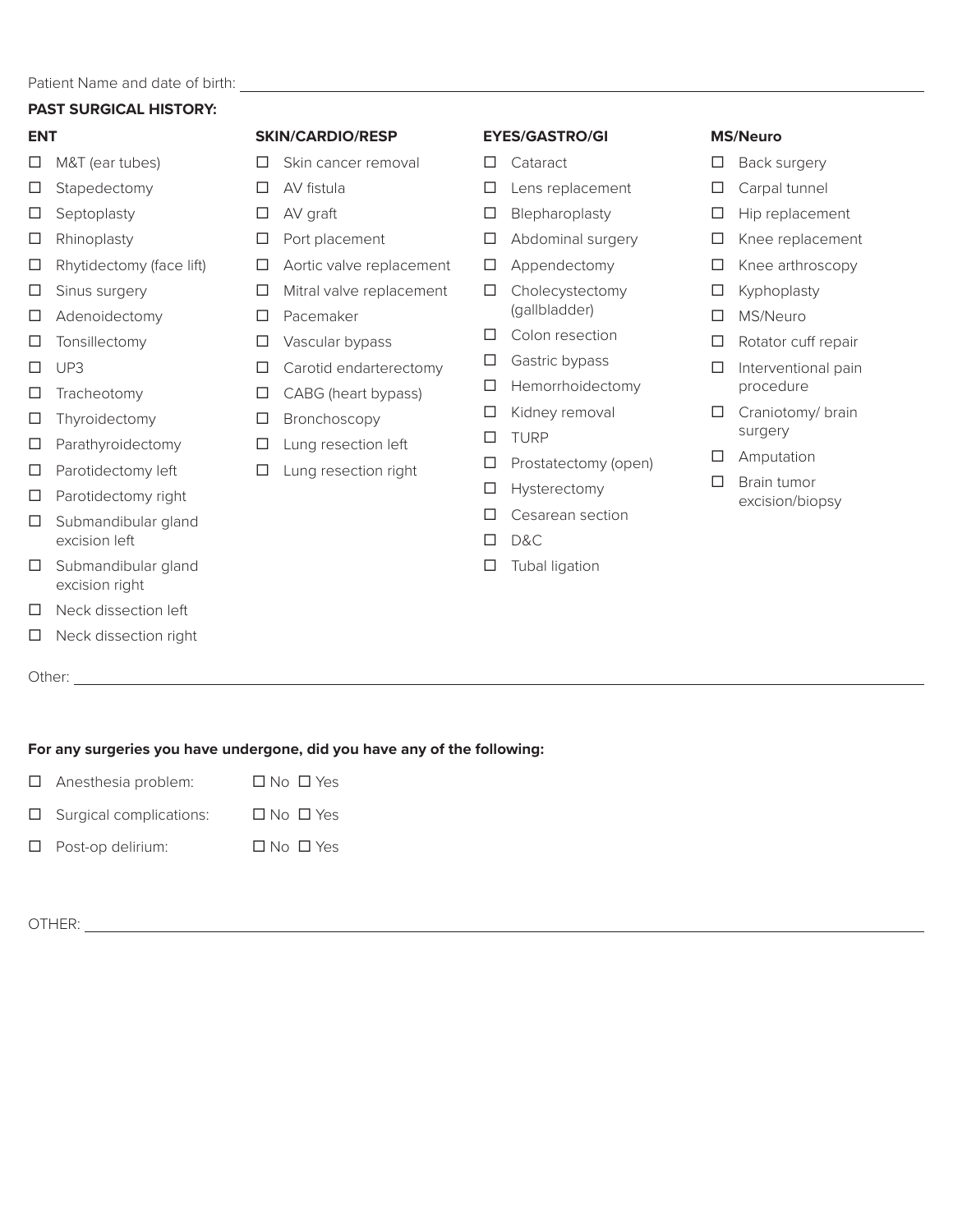Patient Name and date of birth: ______________________________

**PAST SURGICAL HISTORY:**

**ENT**

- ☐ M&T (ear tubes)
- ☐ Stapedectomy
- ☐ Septoplasty
- ☐ Rhinoplasty
- ☐ Rhytidectomy (face lift)
- ☐ Sinus surgery
- ☐ Adenoidectomy
- ☐ Tonsillectomy
- ☐ UP3
- ☐ Tracheotomy
- ☐ Thyroidectomy
- ☐ Parathyroidectomy
- ☐ Parotidectomy left
- ☐ Parotidectomy right
- ☐ Submandibular gland excision left
- ☐ Submandibular gland excision right
- ☐ Neck dissection left
- ☐ Neck dissection right

**SKIN/CARDIO/RESP**

- ☐ Skin cancer removal
- ☐ AV fistula
- ☐ AV graft
- ☐ Port placement
- ☐ Aortic valve replacement
- ☐ Mitral valve replacement
- ☐ Pacemaker
- ☐ Vascular bypass
- ☐ Carotid endarterectomy
- ☐ CABG (heart bypass)
- ☐ Bronchoscopy
- ☐ Lung resection left
- ☐ Lung resection right

**EYES/GASTRO/GI**

- ☐ Cataract
- ☐ Lens replacement
- ☐ Blepharoplasty
- ☐ Abdominal surgery
- ☐ Appendectomy
- ☐ Cholecystectomy (gallbladder)
- ☐ Colon resection
- ☐ Gastric bypass
- ☐ Hemorrhoidectomy
- ☐ Kidney removal
- ☐ TURP
- ☐ Prostatectomy (open)
- ☐ Hysterectomy
- ☐ Cesarean section
- ☐ D&C
- ☐ Tubal ligation

**MS/Neuro**

- ☐ Back surgery
- ☐ Carpal tunnel
- ☐ Hip replacement
- ☐ Knee replacement
- ☐ Knee arthroscopy
- ☐ Kyphoplasty
- ☐ MS/Neuro
- ☐ Rotator cuff repair
- ☐ Interventional pain procedure
- ☐ Craniotomy/ brain surgery
- ☐ Amputation
- ☐ Brain tumor excision/biopsy

Other: ______________________________

**For any surgeries you have undergone, did you have any of the following:**

- ☐ Anesthesia problem: ☐ No ☐ Yes
- ☐ Surgical complications: ☐ No ☐ Yes
- ☐ Post-op delirium: ☐ No ☐ Yes

OTHER: ______________________________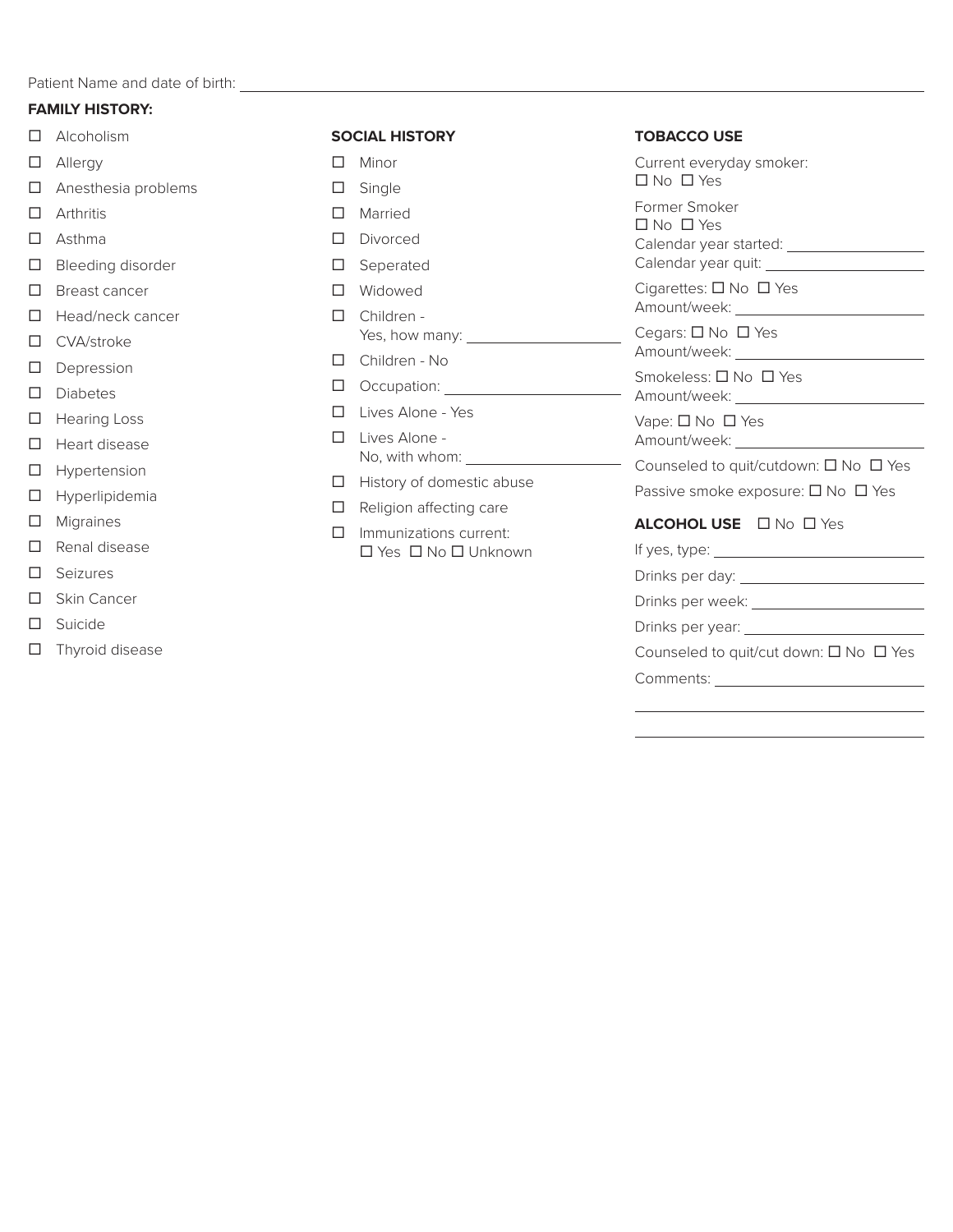Patient Name and date of birth: ______________________________

**FAMILY HISTORY:**

- ☐ Alcoholism
- ☐ Allergy
- ☐ Anesthesia problems
- ☐ Arthritis
- ☐ Asthma
- ☐ Bleeding disorder
- ☐ Breast cancer
- ☐ Head/neck cancer
- ☐ CVA/stroke
- ☐ Depression
- ☐ Diabetes
- ☐ Hearing Loss
- ☐ Heart disease
- ☐ Hypertension
- ☐ Hyperlipidemia
- ☐ Migraines
- ☐ Renal disease
- ☐ Seizures
- ☐ Skin Cancer
- ☐ Suicide
- ☐ Thyroid disease

**SOCIAL HISTORY**

- ☐ Minor
- ☐ Single
- ☐ Married
- ☐ Divorced
- ☐ Seperated
- ☐ Widowed
- ☐ Children - Yes, how many: ______________
- ☐ Children - No
- ☐ Occupation: ______________
- ☐ Lives Alone - Yes
- ☐ Lives Alone - No, with whom: ______________
- ☐ History of domestic abuse
- ☐ Religion affecting care
- ☐ Immunizations current: ☐ Yes ☐ No ☐ Unknown

**TOBACCO USE**

Current everyday smoker: ☐ No ☐ Yes

Former Smoker ☐ No ☐ Yes

Calendar year started: ______________

Calendar year quit: ______________

Cigarettes: ☐ No ☐ Yes
Amount/week: ______________

Cegars: ☐ No ☐ Yes
Amount/week: ______________

Smokeless: ☐ No ☐ Yes
Amount/week: ______________

Vape: ☐ No ☐ Yes
Amount/week: ______________

Counseled to quit/cutdown: ☐ No ☐ Yes

Passive smoke exposure: ☐ No ☐ Yes

**ALCOHOL USE** ☐ No ☐ Yes

If yes, type: ______________

Drinks per day: ______________

Drinks per week: ______________

Drinks per year: ______________

Counseled to quit/cut down: ☐ No ☐ Yes

Comments: ______________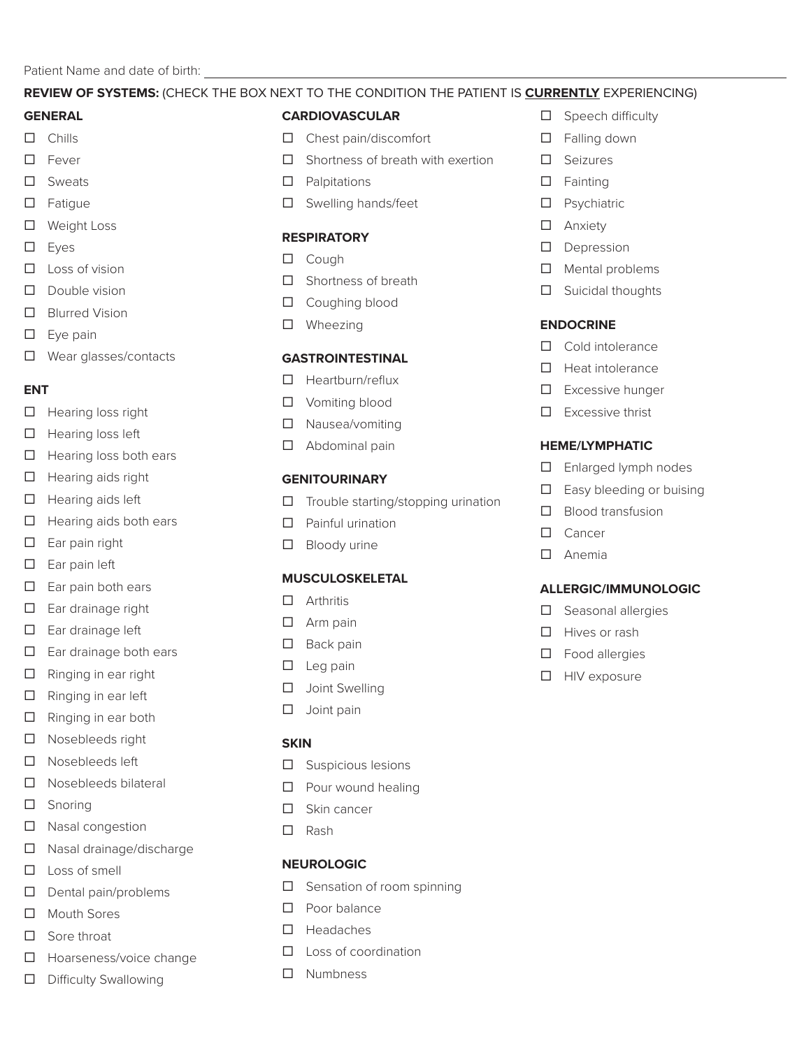Patient Name and date of birth: ___________________________________________

**REVIEW OF SYSTEMS:** (CHECK THE BOX NEXT TO THE CONDITION THE PATIENT IS **CURRENTLY** EXPERIENCING)

**GENERAL**

- ☐ Chills
- ☐ Fever
- ☐ Sweats
- ☐ Fatigue
- ☐ Weight Loss
- ☐ Eyes
- ☐ Loss of vision
- ☐ Double vision
- ☐ Blurred Vision
- ☐ Eye pain
- ☐ Wear glasses/contacts

**ENT**

- ☐ Hearing loss right
- ☐ Hearing loss left
- ☐ Hearing loss both ears
- ☐ Hearing aids right
- ☐ Hearing aids left
- ☐ Hearing aids both ears
- ☐ Ear pain right
- ☐ Ear pain left
- ☐ Ear pain both ears
- ☐ Ear drainage right
- ☐ Ear drainage left
- ☐ Ear drainage both ears
- ☐ Ringing in ear right
- ☐ Ringing in ear left
- ☐ Ringing in ear both
- ☐ Nosebleeds right
- ☐ Nosebleeds left
- ☐ Nosebleeds bilateral
- ☐ Snoring
- ☐ Nasal congestion
- ☐ Nasal drainage/discharge
- ☐ Loss of smell
- ☐ Dental pain/problems
- ☐ Mouth Sores
- ☐ Sore throat
- ☐ Hoarseness/voice change
- ☐ Difficulty Swallowing

**CARDIOVASCULAR**

- ☐ Chest pain/discomfort
- ☐ Shortness of breath with exertion
- ☐ Palpitations
- ☐ Swelling hands/feet

**RESPIRATORY**

- ☐ Cough
- ☐ Shortness of breath
- ☐ Coughing blood
- ☐ Wheezing

**GASTROINTESTINAL**

- ☐ Heartburn/reflux
- ☐ Vomiting blood
- ☐ Nausea/vomiting
- ☐ Abdominal pain

**GENITOURINARY**

- ☐ Trouble starting/stopping urination
- ☐ Painful urination
- ☐ Bloody urine

**MUSCULOSKELETAL**

- ☐ Arthritis
- ☐ Arm pain
- ☐ Back pain
- ☐ Leg pain
- ☐ Joint Swelling
- ☐ Joint pain

**SKIN**

- ☐ Suspicious lesions
- ☐ Pour wound healing
- ☐ Skin cancer
- ☐ Rash

**NEUROLOGIC**

- ☐ Sensation of room spinning
- ☐ Poor balance
- ☐ Headaches
- ☐ Loss of coordination
- ☐ Numbness
- ☐ Speech difficulty
- ☐ Falling down
- ☐ Seizures
- ☐ Fainting
- ☐ Psychiatric
- ☐ Anxiety
- ☐ Depression
- ☐ Mental problems
- ☐ Suicidal thoughts

**ENDOCRINE**

- ☐ Cold intolerance
- ☐ Heat intolerance
- ☐ Excessive hunger
- ☐ Excessive thrist

**HEME/LYMPHATIC**

- ☐ Enlarged lymph nodes
- ☐ Easy bleeding or buising
- ☐ Blood transfusion
- ☐ Cancer
- ☐ Anemia

**ALLERGIC/IMMUNOLOGIC**

- ☐ Seasonal allergies
- ☐ Hives or rash
- ☐ Food allergies
- ☐ HIV exposure